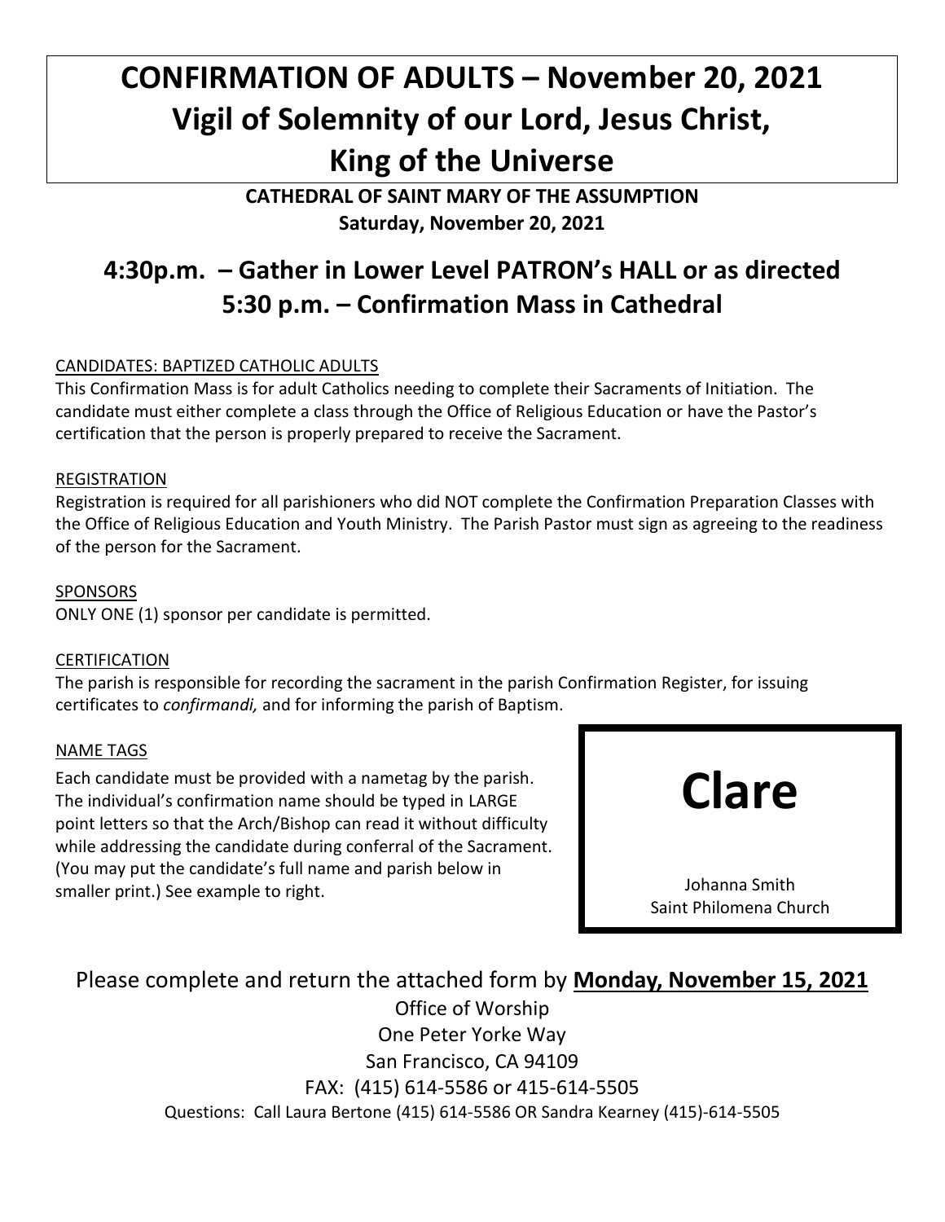# CONFIRMATION OF ADULTS – November 20, 2021
# Vigil of Solemnity of our Lord, Jesus Christ, King of the Universe

**CATHEDRAL OF SAINT MARY OF THE ASSUMPTION**
**Saturday, November 20, 2021**

## 4:30p.m. – Gather in Lower Level PATRON's HALL or as directed
## 5:30 p.m. – Confirmation Mass in Cathedral

CANDIDATES: BAPTIZED CATHOLIC ADULTS
This Confirmation Mass is for adult Catholics needing to complete their Sacraments of Initiation. The candidate must either complete a class through the Office of Religious Education or have the Pastor's certification that the person is properly prepared to receive the Sacrament.

REGISTRATION
Registration is required for all parishioners who did NOT complete the Confirmation Preparation Classes with the Office of Religious Education and Youth Ministry. The Parish Pastor must sign as agreeing to the readiness of the person for the Sacrament.

SPONSORS
ONLY ONE (1) sponsor per candidate is permitted.

CERTIFICATION
The parish is responsible for recording the sacrament in the parish Confirmation Register, for issuing certificates to *confirmandi,* and for informing the parish of Baptism.

NAME TAGS
Each candidate must be provided with a nametag by the parish. The individual's confirmation name should be typed in LARGE point letters so that the Arch/Bishop can read it without difficulty while addressing the candidate during conferral of the Sacrament. (You may put the candidate's full name and parish below in smaller print.) See example to right.

**Clare**

Johanna Smith
Saint Philomena Church

Please complete and return the attached form by **Monday, November 15, 2021**

Office of Worship
One Peter Yorke Way
San Francisco, CA 94109
FAX: (415) 614-5586 or 415-614-5505
Questions: Call Laura Bertone (415) 614-5586 OR Sandra Kearney (415)-614-5505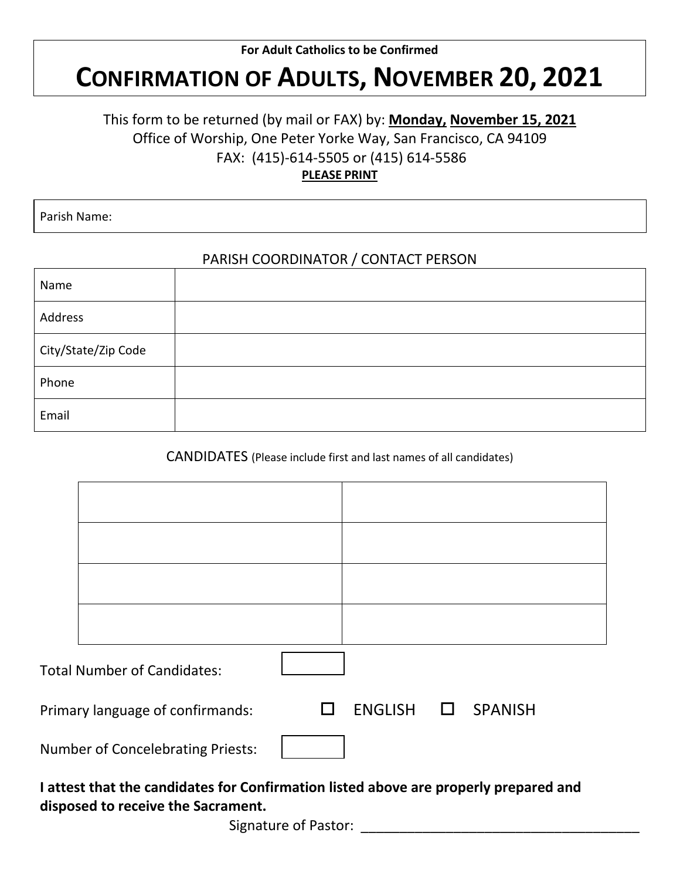**For Adult Catholics to be Confirmed**

# CONFIRMATION OF ADULTS, NOVEMBER 20, 2021

This form to be returned (by mail or FAX) by: **Monday, November 15, 2021**
Office of Worship, One Peter Yorke Way, San Francisco, CA 94109
FAX: (415)-614-5505 or (415) 614-5586
**PLEASE PRINT**

| Parish Name: |
|---|

PARISH COORDINATOR / CONTACT PERSON

| | |
|---|---|
| Name | |
| Address | |
| City/State/Zip Code | |
| Phone | |
| Email | |

CANDIDATES (Please include first and last names of all candidates)

| | |
|---|---|
| | |
| | |
| | |
| | |

Total Number of Candidates: ☐

Primary language of confirmands: ☐ ENGLISH ☐ SPANISH

Number of Concelebrating Priests: ☐

**I attest that the candidates for Confirmation listed above are properly prepared and disposed to receive the Sacrament.**

Signature of Pastor: ______________________________________